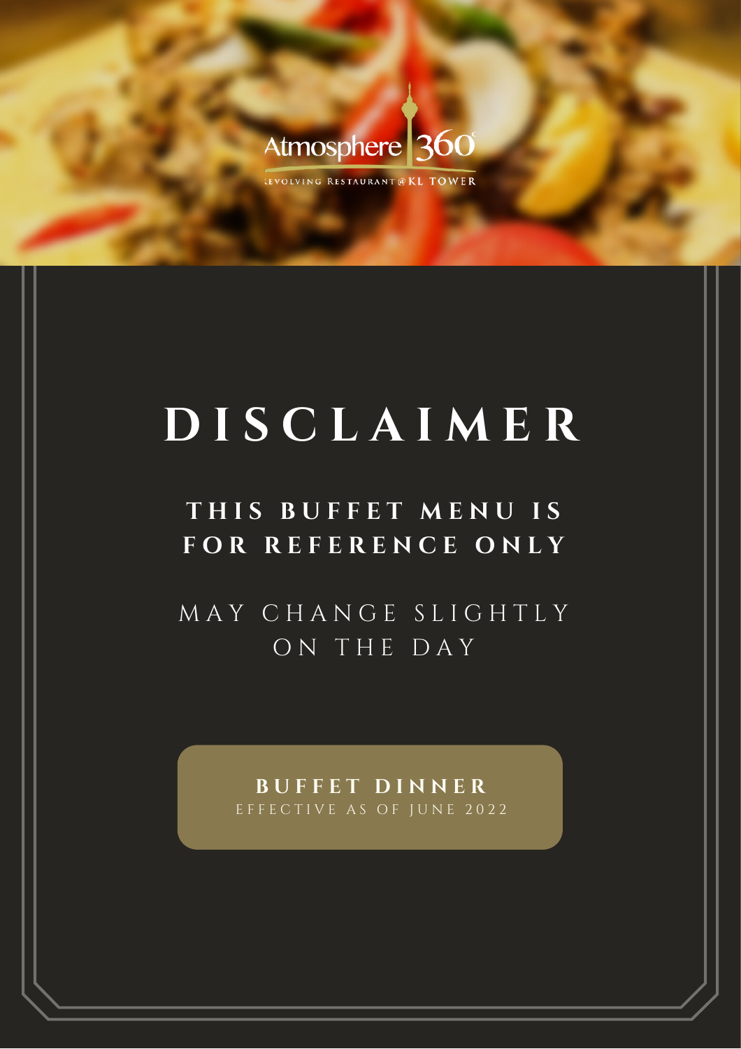Atmosphere 360

REVOLVING RESTAURANT @ KL TOWER

# DISCLAIMER

## THIS BUFFET MENU IS FOR REFERENCE ONLY

MAY CHANGE SLIGHTLY ON THE DAY

**BUFFET DINNER**

EFFECTIVE AS OF JUNE 2022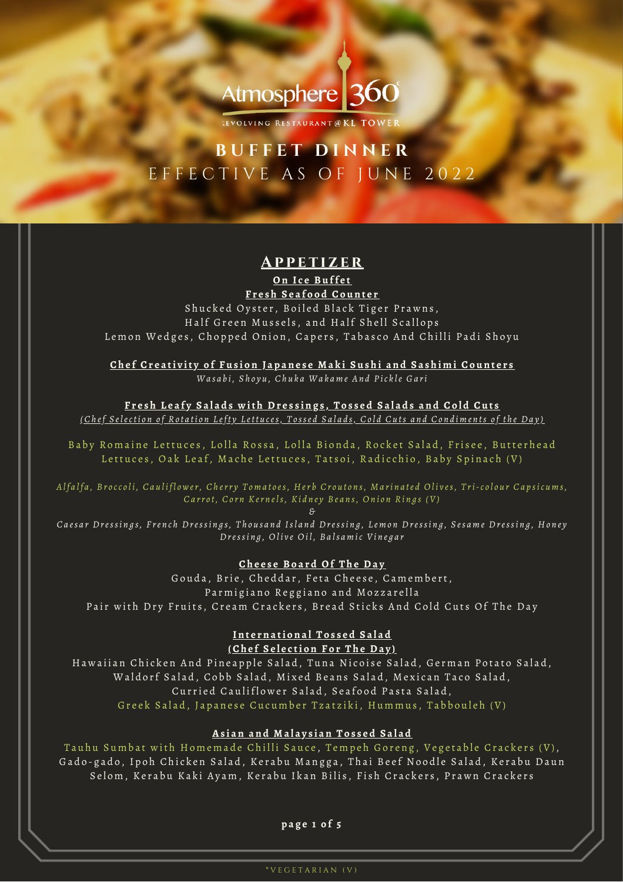Atmosphere 360°

REVOLVING RESTAURANT @ KL TOWER

# BUFFET DINNER

EFFECTIVE AS OF JUNE 2022

## APPETIZER

### On Ice Buffet

**Fresh Seafood Counter**

Shucked Oyster, Boiled Black Tiger Prawns,
Half Green Mussels, and Half Shell Scallops
Lemon Wedges, Chopped Onion, Capers, Tabasco And Chilli Padi Shoyu

**Chef Creativity of Fusion Japanese Maki Sushi and Sashimi Counters**

*Wasabi, Shoyu, Chuka Wakame And Pickle Gari*

**Fresh Leafy Salads with Dressings, Tossed Salads and Cold Cuts**

*(Chef Selection of Rotation Lefty Lettuces, Tossed Salads, Cold Cuts and Condiments of the Day)*

Baby Romaine Lettuces, Lolla Rossa, Lolla Bionda, Rocket Salad, Frisee, Butterhead Lettuces, Oak Leaf, Mache Lettuces, Tatsoi, Radicchio, Baby Spinach (V)

*Alfalfa, Broccoli, Cauliflower, Cherry Tomatoes, Herb Croutons, Marinated Olives, Tri-colour Capsicums, Carrot, Corn Kernels, Kidney Beans, Onion Rings (V)*

*&*

*Caesar Dressings, French Dressings, Thousand Island Dressing, Lemon Dressing, Sesame Dressing, Honey Dressing, Olive Oil, Balsamic Vinegar*

**Cheese Board Of The Day**

Gouda, Brie, Cheddar, Feta Cheese, Camembert,
Parmigiano Reggiano and Mozzarella
Pair with Dry Fruits, Cream Crackers, Bread Sticks And Cold Cuts Of The Day

**International Tossed Salad**
**(Chef Selection For The Day)**

Hawaiian Chicken And Pineapple Salad, Tuna Nicoise Salad, German Potato Salad, Waldorf Salad, Cobb Salad, Mixed Beans Salad, Mexican Taco Salad, Curried Cauliflower Salad, Seafood Pasta Salad,
Greek Salad, Japanese Cucumber Tzatziki, Hummus, Tabbouleh (V)

**Asian and Malaysian Tossed Salad**

Tauhu Sumbat with Homemade Chilli Sauce, Tempeh Goreng, Vegetable Crackers (V), Gado-gado, Ipoh Chicken Salad, Kerabu Mangga, Thai Beef Noodle Salad, Kerabu Daun Selom, Kerabu Kaki Ayam, Kerabu Ikan Bilis, Fish Crackers, Prawn Crackers

*VEGETARIAN (V)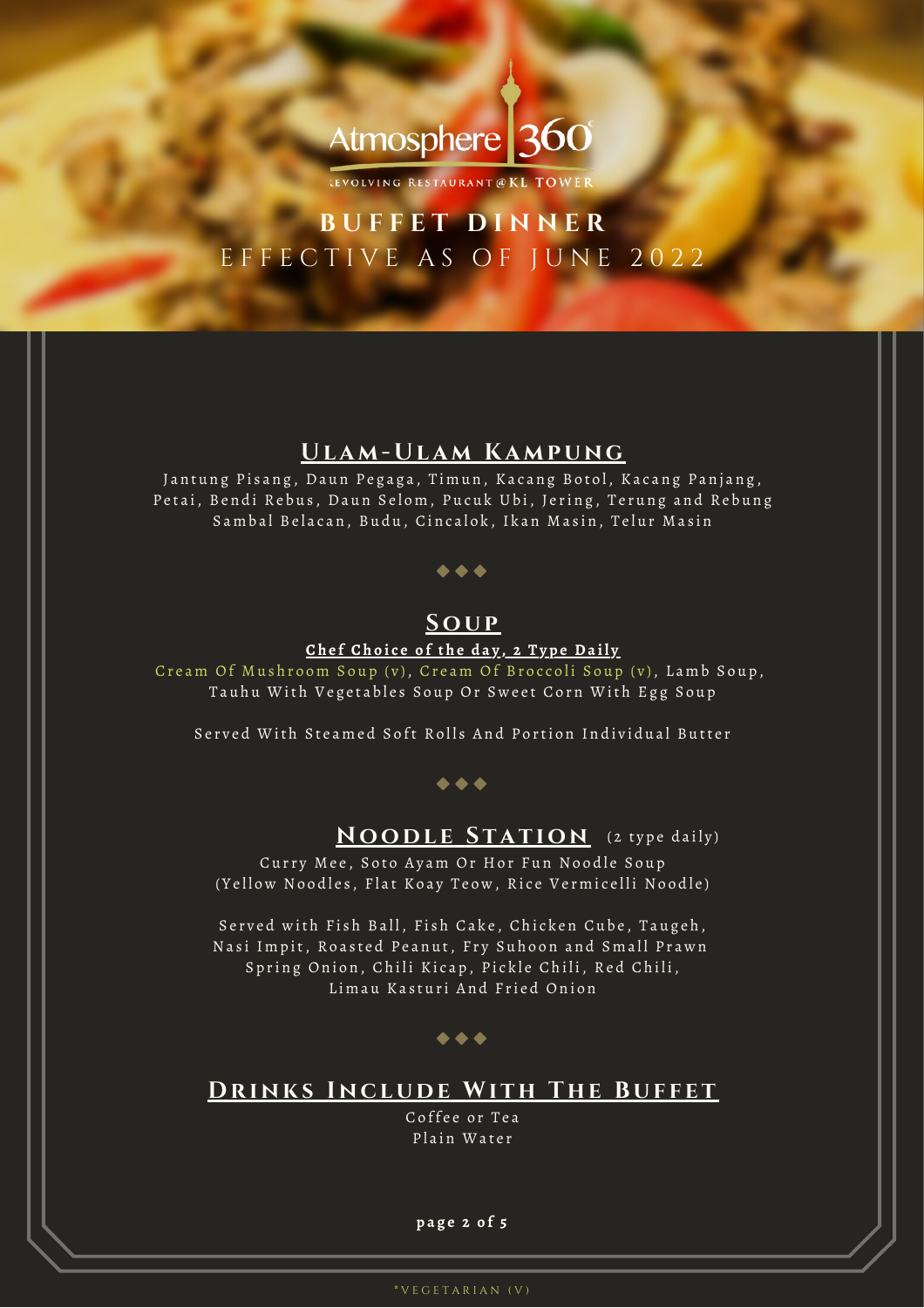Atmosphere 360

REVOLVING RESTAURANT @ KL TOWER

# BUFFET DINNER

EFFECTIVE AS OF JUNE 2022

## ULAM-ULAM KAMPUNG

Jantung Pisang, Daun Pegaga, Timun, Kacang Botol, Kacang Panjang, Petai, Bendi Rebus, Daun Selom, Pucuk Ubi, Jering, Terung and Rebung
Sambal Belacan, Budu, Cincalok, Ikan Masin, Telur Masin

◆◆◆

## SOUP

**Chef Choice of the day, 2 Type Daily**

Cream Of Mushroom Soup (v), Cream Of Broccoli Soup (v), Lamb Soup, Tauhu With Vegetables Soup Or Sweet Corn With Egg Soup

Served With Steamed Soft Rolls And Portion Individual Butter

◆◆◆

## NOODLE STATION (2 type daily)

Curry Mee, Soto Ayam Or Hor Fun Noodle Soup
(Yellow Noodles, Flat Koay Teow, Rice Vermicelli Noodle)

Served with Fish Ball, Fish Cake, Chicken Cube, Taugeh, Nasi Impit, Roasted Peanut, Fry Suhoon and Small Prawn Spring Onion, Chili Kicap, Pickle Chili, Red Chili, Limau Kasturi And Fried Onion

◆◆◆

## DRINKS INCLUDE WITH THE BUFFET

Coffee or Tea
Plain Water

*VEGETARIAN (V)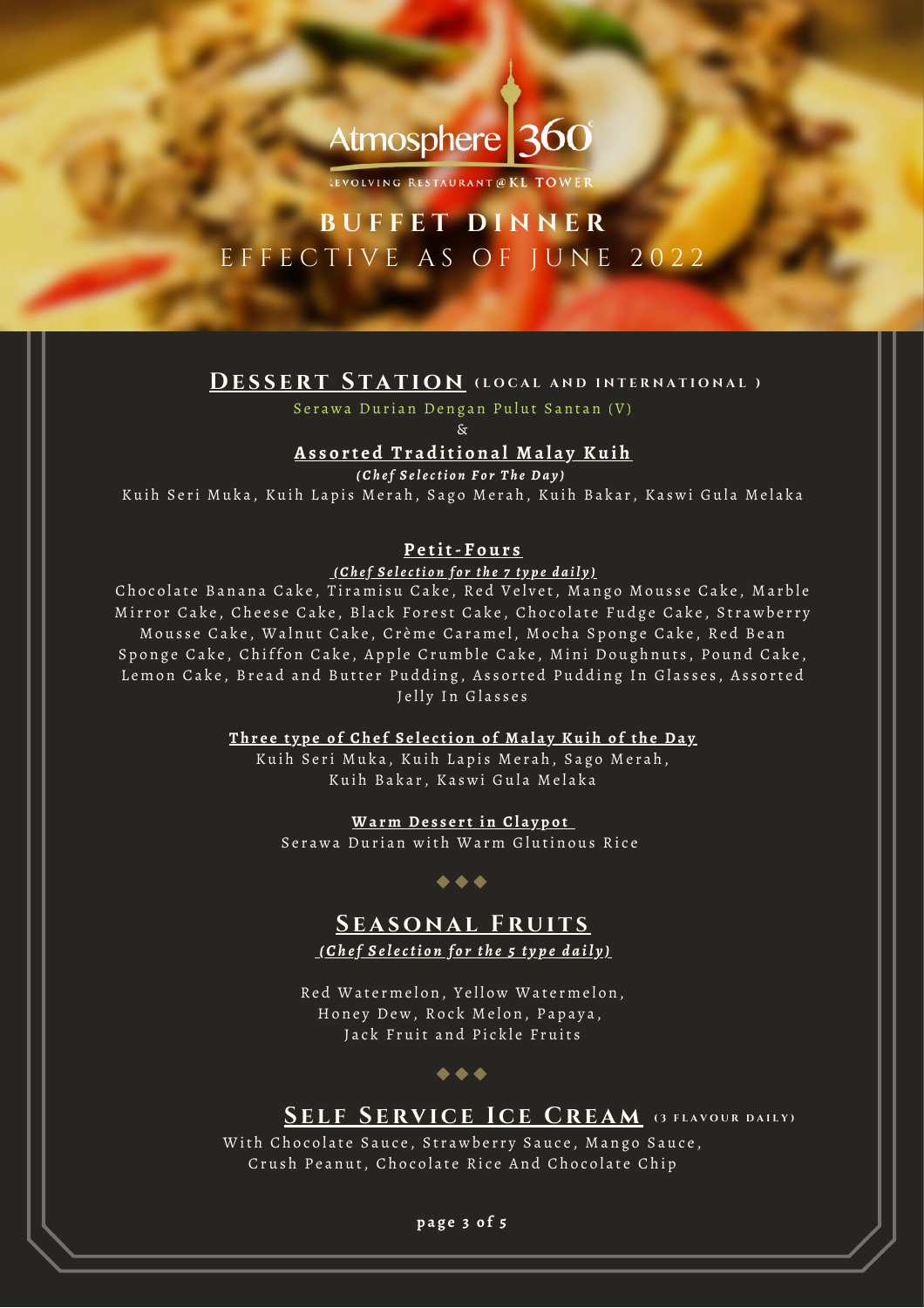Atmosphere 360

REVOLVING RESTAURANT @ KL TOWER

# BUFFET DINNER

EFFECTIVE AS OF JUNE 2022

## DESSERT STATION (LOCAL AND INTERNATIONAL )

Serawa Durian Dengan Pulut Santan (V)

&

### Assorted Traditional Malay Kuih

***(Chef Selection For The Day)***

Kuih Seri Muka, Kuih Lapis Merah, Sago Merah, Kuih Bakar, Kaswi Gula Melaka

### Petit-Fours

***(Chef Selection for the 7 type daily)***

Chocolate Banana Cake, Tiramisu Cake, Red Velvet, Mango Mousse Cake, Marble Mirror Cake, Cheese Cake, Black Forest Cake, Chocolate Fudge Cake, Strawberry Mousse Cake, Walnut Cake, Crème Caramel, Mocha Sponge Cake, Red Bean Sponge Cake, Chiffon Cake, Apple Crumble Cake, Mini Doughnuts, Pound Cake, Lemon Cake, Bread and Butter Pudding, Assorted Pudding In Glasses, Assorted Jelly In Glasses

### Three type of Chef Selection of Malay Kuih of the Day

Kuih Seri Muka, Kuih Lapis Merah, Sago Merah,
Kuih Bakar, Kaswi Gula Melaka

### Warm Dessert in Claypot

Serawa Durian with Warm Glutinous Rice

◆◆◆

## SEASONAL FRUITS

***(Chef Selection for the 5 type daily)***

Red Watermelon, Yellow Watermelon,
Honey Dew, Rock Melon, Papaya,
Jack Fruit and Pickle Fruits

◆◆◆

## SELF SERVICE ICE CREAM (3 FLAVOUR DAILY)

With Chocolate Sauce, Strawberry Sauce, Mango Sauce,
Crush Peanut, Chocolate Rice And Chocolate Chip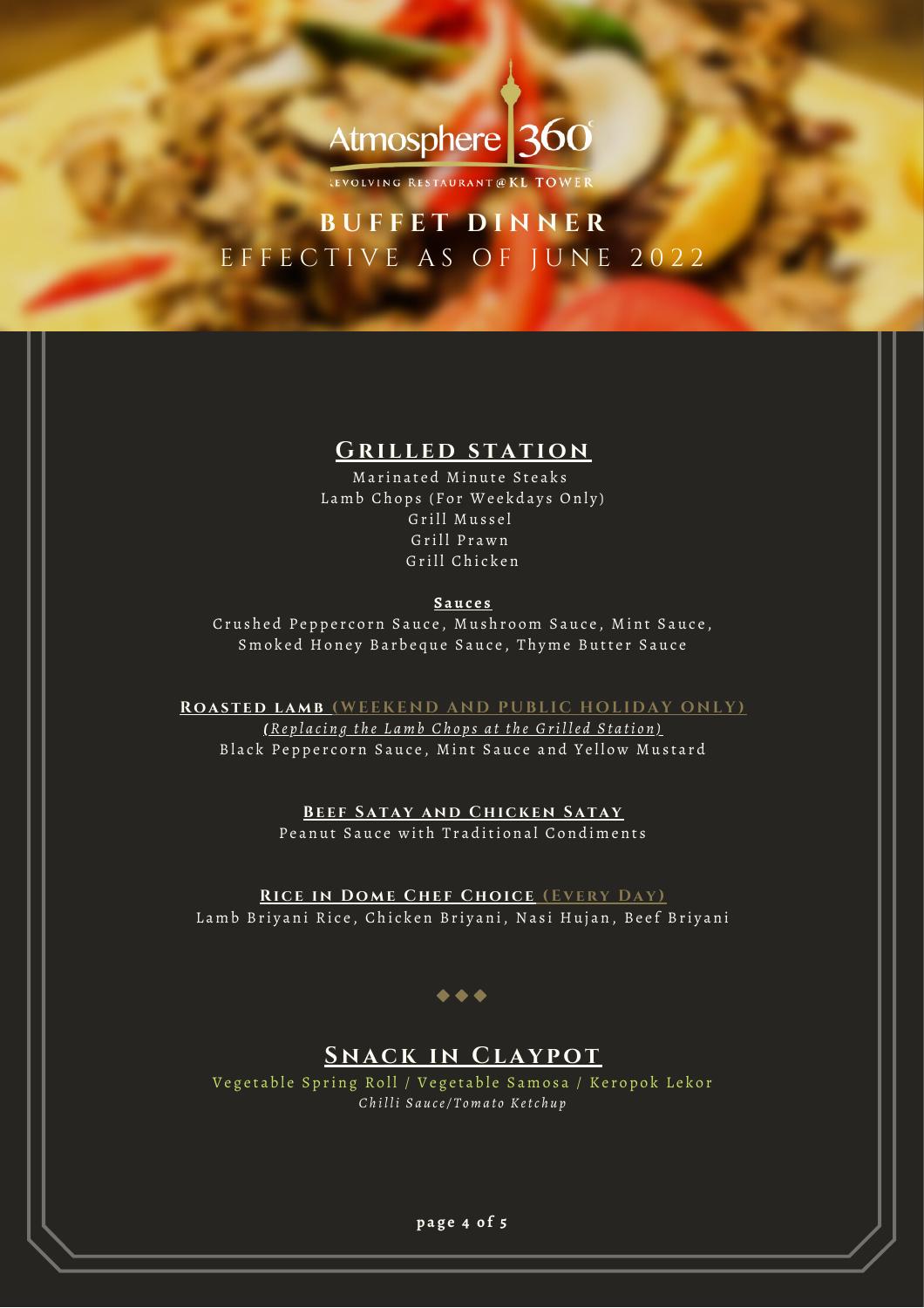Atmosphere 360

REVOLVING RESTAURANT @ KL TOWER

# BUFFET DINNER

EFFECTIVE AS OF JUNE 2022

## GRILLED STATION

Marinated Minute Steaks
Lamb Chops (For Weekdays Only)
Grill Mussel
Grill Prawn
Grill Chicken

**Sauces**

Crushed Peppercorn Sauce, Mushroom Sauce, Mint Sauce,
Smoked Honey Barbeque Sauce, Thyme Butter Sauce

## ROASTED LAMB (WEEKEND AND PUBLIC HOLIDAY ONLY)

*(Replacing the Lamb Chops at the Grilled Station)*

Black Peppercorn Sauce, Mint Sauce and Yellow Mustard

## BEEF SATAY AND CHICKEN SATAY

Peanut Sauce with Traditional Condiments

## RICE IN DOME CHEF CHOICE (EVERY DAY)

Lamb Briyani Rice, Chicken Briyani, Nasi Hujan, Beef Briyani

◆◆◆

## SNACK IN CLAYPOT

Vegetable Spring Roll / Vegetable Samosa / Keropok Lekor

*Chilli Sauce/Tomato Ketchup*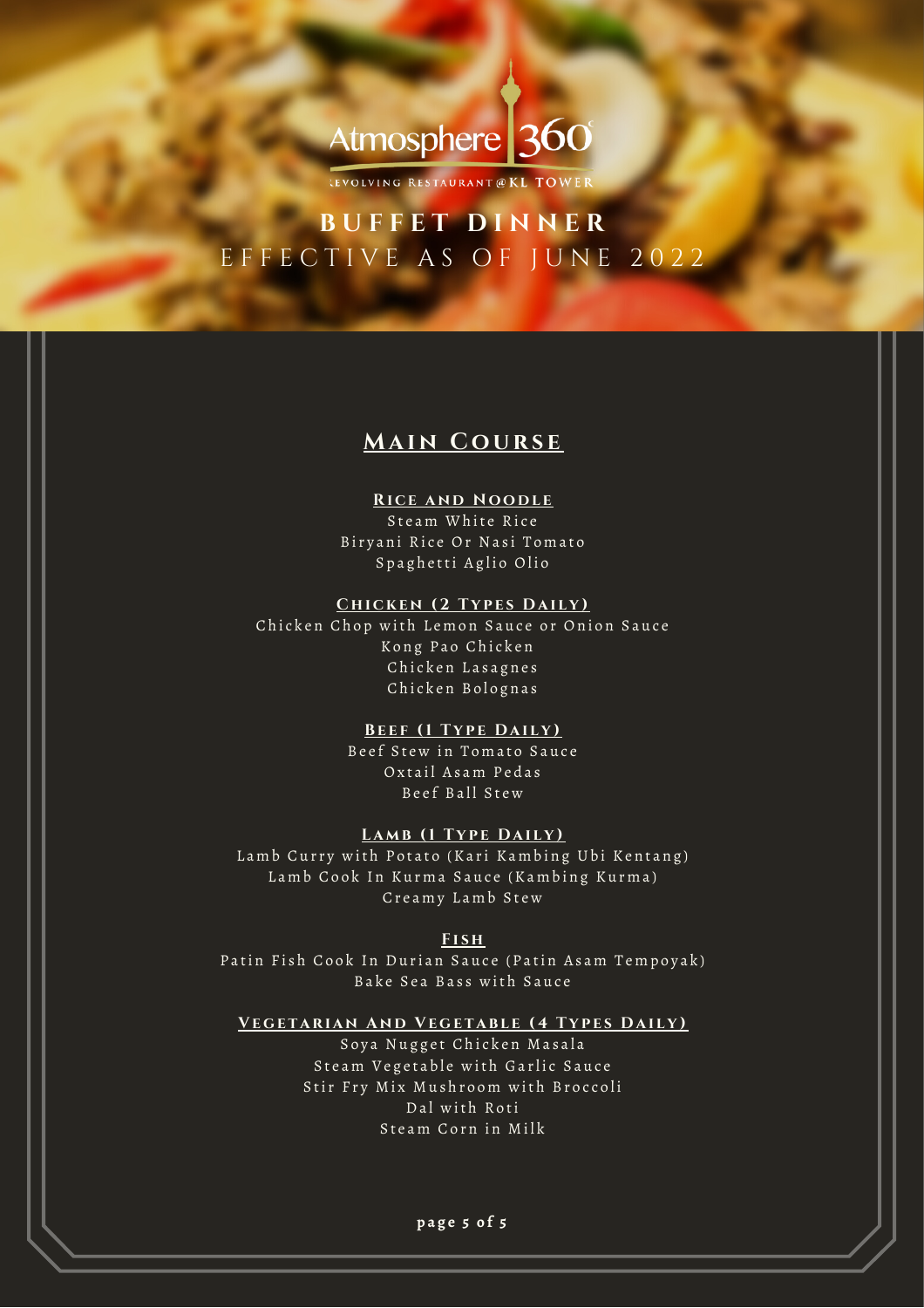Atmosphere 360

REVOLVING RESTAURANT@KL TOWER

# BUFFET DINNER

EFFECTIVE AS OF JUNE 2022

## Main Course

### Rice and Noodle

Steam White Rice
Biryani Rice Or Nasi Tomato
Spaghetti Aglio Olio

### Chicken (2 Types Daily)

Chicken Chop with Lemon Sauce or Onion Sauce
Kong Pao Chicken
Chicken Lasagnes
Chicken Bolognas

### Beef (1 Type Daily)

Beef Stew in Tomato Sauce
Oxtail Asam Pedas
Beef Ball Stew

### Lamb (1 Type Daily)

Lamb Curry with Potato (Kari Kambing Ubi Kentang)
Lamb Cook In Kurma Sauce (Kambing Kurma)
Creamy Lamb Stew

### Fish

Patin Fish Cook In Durian Sauce (Patin Asam Tempoyak)
Bake Sea Bass with Sauce

### Vegetarian And Vegetable (4 Types Daily)

Soya Nugget Chicken Masala
Steam Vegetable with Garlic Sauce
Stir Fry Mix Mushroom with Broccoli
Dal with Roti
Steam Corn in Milk